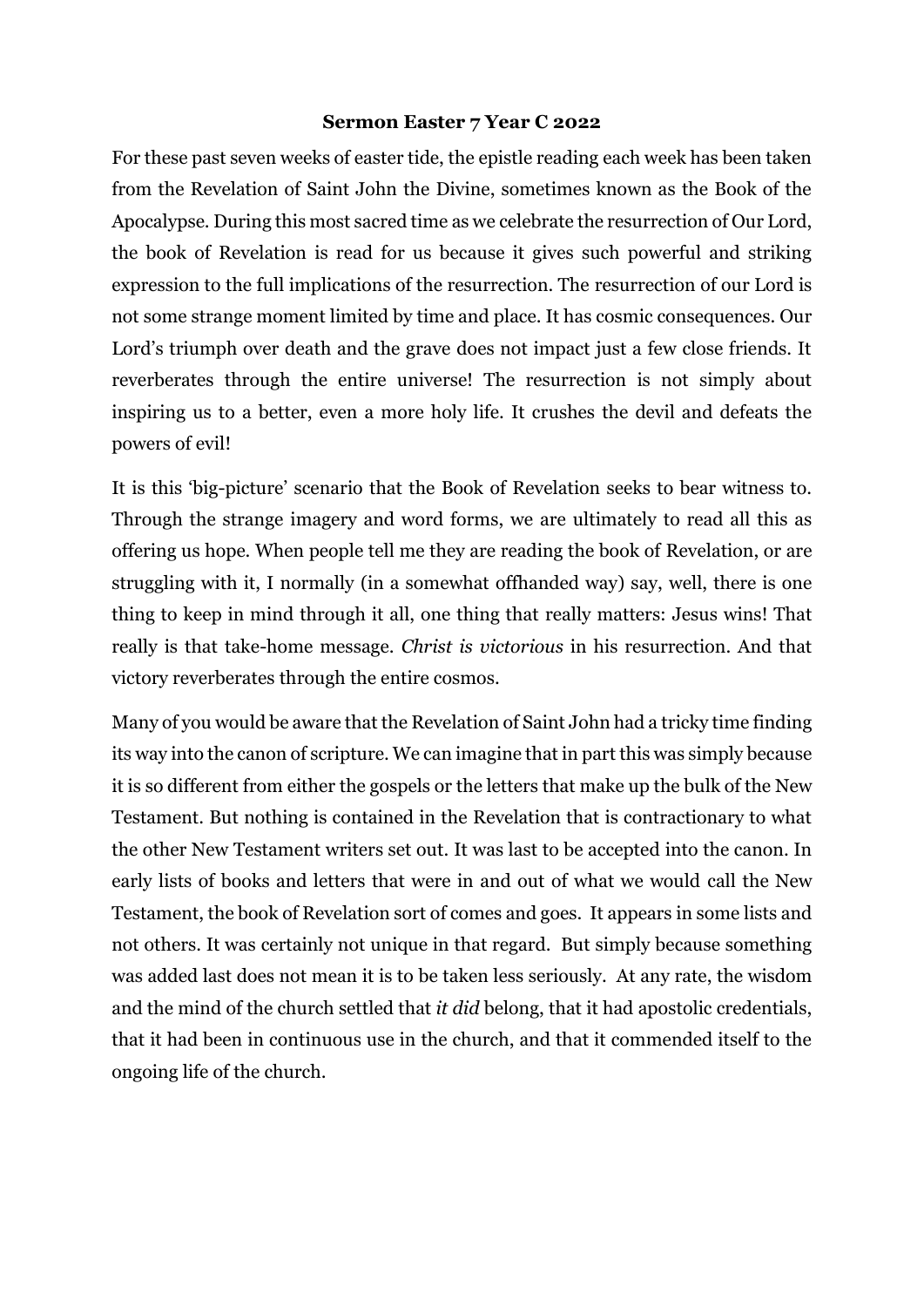**Sermon Easter 7 Year C 2022**

For these past seven weeks of easter tide, the epistle reading each week has been taken from the Revelation of Saint John the Divine, sometimes known as the Book of the Apocalypse. During this most sacred time as we celebrate the resurrection of Our Lord, the book of Revelation is read for us because it gives such powerful and striking expression to the full implications of the resurrection. The resurrection of our Lord is not some strange moment limited by time and place. It has cosmic consequences. Our Lord's triumph over death and the grave does not impact just a few close friends. It reverberates through the entire universe! The resurrection is not simply about inspiring us to a better, even a more holy life. It crushes the devil and defeats the powers of evil!

It is this 'big-picture' scenario that the Book of Revelation seeks to bear witness to. Through the strange imagery and word forms, we are ultimately to read all this as offering us hope. When people tell me they are reading the book of Revelation, or are struggling with it, I normally (in a somewhat offhanded way) say, well, there is one thing to keep in mind through it all, one thing that really matters: Jesus wins! That really is that take-home message. *Christ is victorious* in his resurrection. And that victory reverberates through the entire cosmos.

Many of you would be aware that the Revelation of Saint John had a tricky time finding its way into the canon of scripture. We can imagine that in part this was simply because it is so different from either the gospels or the letters that make up the bulk of the New Testament. But nothing is contained in the Revelation that is contractionary to what the other New Testament writers set out. It was last to be accepted into the canon. In early lists of books and letters that were in and out of what we would call the New Testament, the book of Revelation sort of comes and goes. It appears in some lists and not others. It was certainly not unique in that regard. But simply because something was added last does not mean it is to be taken less seriously. At any rate, the wisdom and the mind of the church settled that *it did* belong, that it had apostolic credentials, that it had been in continuous use in the church, and that it commended itself to the ongoing life of the church.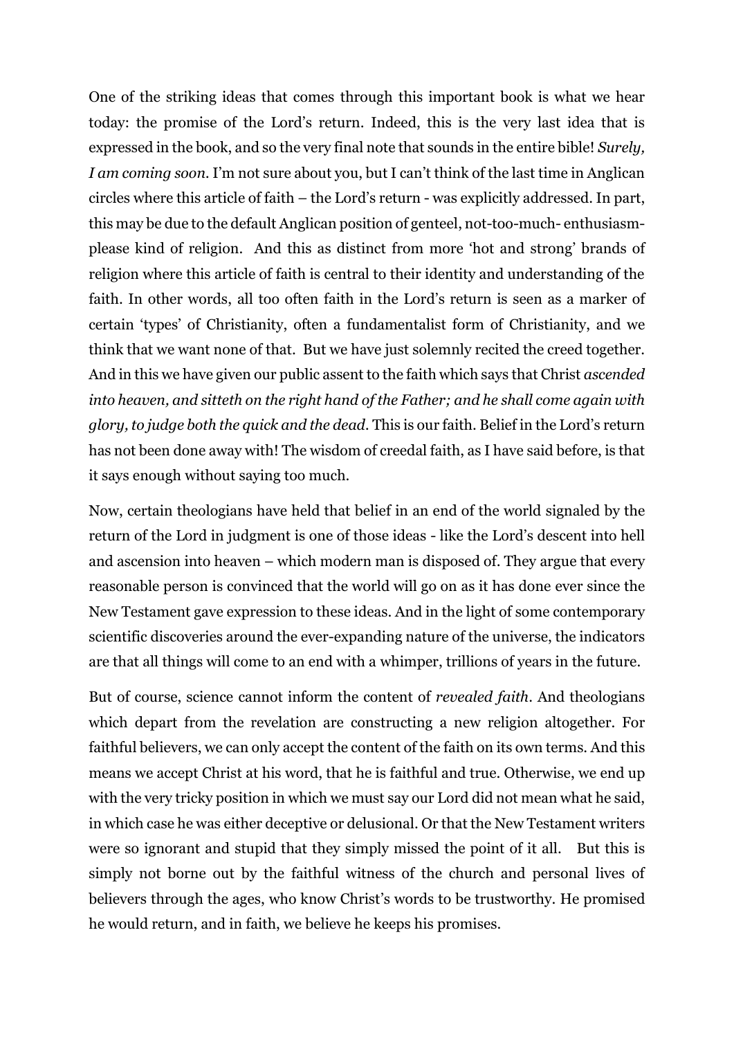One of the striking ideas that comes through this important book is what we hear today: the promise of the Lord's return. Indeed, this is the very last idea that is expressed in the book, and so the very final note that sounds in the entire bible! *Surely, I am coming soon.* I'm not sure about you, but I can't think of the last time in Anglican circles where this article of faith – the Lord's return - was explicitly addressed. In part, this may be due to the default Anglican position of genteel, not-too-much- enthusiasm-please kind of religion. And this as distinct from more 'hot and strong' brands of religion where this article of faith is central to their identity and understanding of the faith. In other words, all too often faith in the Lord's return is seen as a marker of certain 'types' of Christianity, often a fundamentalist form of Christianity, and we think that we want none of that. But we have just solemnly recited the creed together. And in this we have given our public assent to the faith which says that Christ *ascended into heaven, and sitteth on the right hand of the Father; and he shall come again with glory, to judge both the quick and the dead.* This is our faith. Belief in the Lord's return has not been done away with! The wisdom of creedal faith, as I have said before, is that it says enough without saying too much.

Now, certain theologians have held that belief in an end of the world signaled by the return of the Lord in judgment is one of those ideas - like the Lord's descent into hell and ascension into heaven – which modern man is disposed of. They argue that every reasonable person is convinced that the world will go on as it has done ever since the New Testament gave expression to these ideas. And in the light of some contemporary scientific discoveries around the ever-expanding nature of the universe, the indicators are that all things will come to an end with a whimper, trillions of years in the future.

But of course, science cannot inform the content of *revealed faith*. And theologians which depart from the revelation are constructing a new religion altogether. For faithful believers, we can only accept the content of the faith on its own terms. And this means we accept Christ at his word, that he is faithful and true. Otherwise, we end up with the very tricky position in which we must say our Lord did not mean what he said, in which case he was either deceptive or delusional. Or that the New Testament writers were so ignorant and stupid that they simply missed the point of it all. But this is simply not borne out by the faithful witness of the church and personal lives of believers through the ages, who know Christ's words to be trustworthy. He promised he would return, and in faith, we believe he keeps his promises.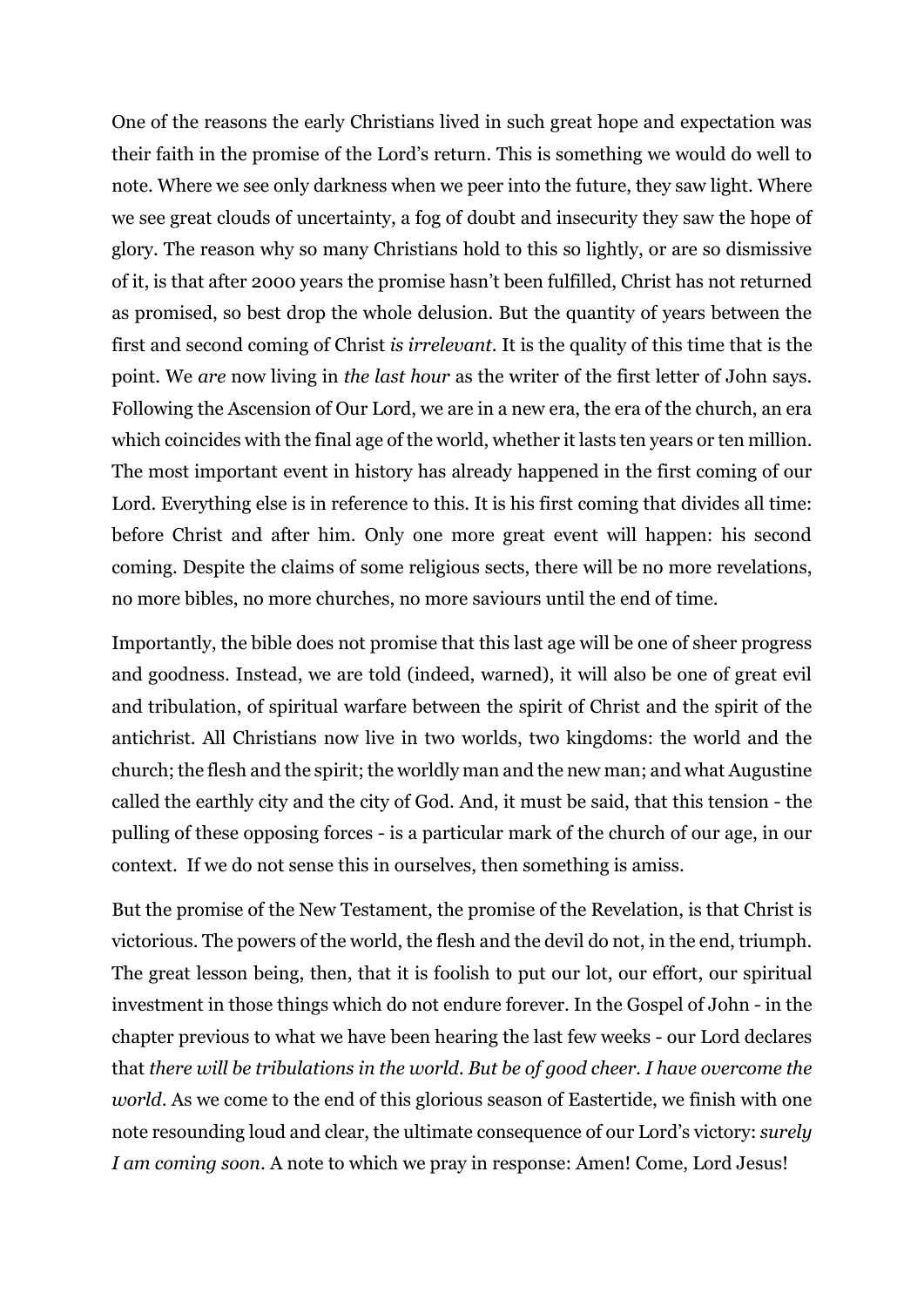One of the reasons the early Christians lived in such great hope and expectation was their faith in the promise of the Lord's return. This is something we would do well to note. Where we see only darkness when we peer into the future, they saw light. Where we see great clouds of uncertainty, a fog of doubt and insecurity they saw the hope of glory. The reason why so many Christians hold to this so lightly, or are so dismissive of it, is that after 2000 years the promise hasn't been fulfilled, Christ has not returned as promised, so best drop the whole delusion. But the quantity of years between the first and second coming of Christ *is irrelevant*. It is the quality of this time that is the point. We *are* now living in *the last hour* as the writer of the first letter of John says. Following the Ascension of Our Lord, we are in a new era, the era of the church, an era which coincides with the final age of the world, whether it lasts ten years or ten million. The most important event in history has already happened in the first coming of our Lord. Everything else is in reference to this. It is his first coming that divides all time: before Christ and after him. Only one more great event will happen: his second coming. Despite the claims of some religious sects, there will be no more revelations, no more bibles, no more churches, no more saviours until the end of time.

Importantly, the bible does not promise that this last age will be one of sheer progress and goodness. Instead, we are told (indeed, warned), it will also be one of great evil and tribulation, of spiritual warfare between the spirit of Christ and the spirit of the antichrist. All Christians now live in two worlds, two kingdoms: the world and the church; the flesh and the spirit; the worldly man and the new man; and what Augustine called the earthly city and the city of God. And, it must be said, that this tension - the pulling of these opposing forces - is a particular mark of the church of our age, in our context. If we do not sense this in ourselves, then something is amiss.

But the promise of the New Testament, the promise of the Revelation, is that Christ is victorious. The powers of the world, the flesh and the devil do not, in the end, triumph. The great lesson being, then, that it is foolish to put our lot, our effort, our spiritual investment in those things which do not endure forever. In the Gospel of John - in the chapter previous to what we have been hearing the last few weeks - our Lord declares that *there will be tribulations in the world. But be of good cheer. I have overcome the world*. As we come to the end of this glorious season of Eastertide, we finish with one note resounding loud and clear, the ultimate consequence of our Lord's victory: *surely I am coming soon*. A note to which we pray in response: Amen! Come, Lord Jesus!